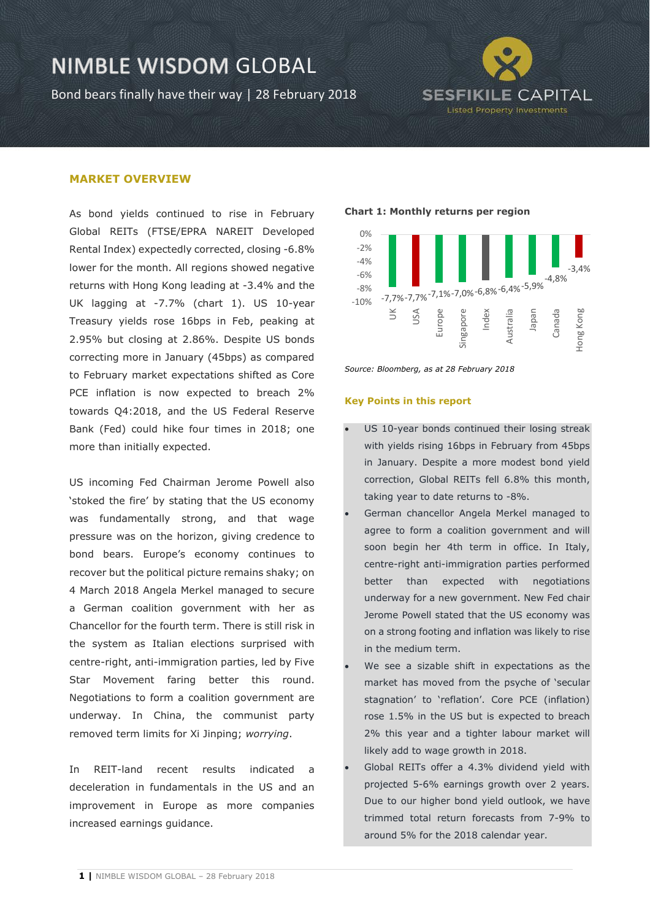# NIMBLE WISDOM GLOBAL

Bond bears finally have their way | 28 February 2018

SESFIKILE CAPITAL
Listed Property Investments

## MARKET OVERVIEW

As bond yields continued to rise in February Global REITs (FTSE/EPRA NAREIT Developed Rental Index) expectedly corrected, closing -6.8% lower for the month. All regions showed negative returns with Hong Kong leading at -3.4% and the UK lagging at -7.7% (chart 1). US 10-year Treasury yields rose 16bps in Feb, peaking at 2.95% but closing at 2.86%. Despite US bonds correcting more in January (45bps) as compared to February market expectations shifted as Core PCE inflation is now expected to breach 2% towards Q4:2018, and the US Federal Reserve Bank (Fed) could hike four times in 2018; one more than initially expected.

US incoming Fed Chairman Jerome Powell also 'stoked the fire' by stating that the US economy was fundamentally strong, and that wage pressure was on the horizon, giving credence to bond bears. Europe's economy continues to recover but the political picture remains shaky; on 4 March 2018 Angela Merkel managed to secure a German coalition government with her as Chancellor for the fourth term. There is still risk in the system as Italian elections surprised with centre-right, anti-immigration parties, led by Five Star Movement faring better this round. Negotiations to form a coalition government are underway. In China, the communist party removed term limits for Xi Jinping; *worrying*.

In REIT-land recent results indicated a deceleration in fundamentals in the US and an improvement in Europe as more companies increased earnings guidance.

**Chart 1: Monthly returns per region**

| Region | Return |
|---|---|
| UK | -7,7% |
| USA | -7,7% |
| Europe | -7,1% |
| Singapore | -7,0% |
| Index | -6,8% |
| Australia | -6,4% |
| Japan | -5,9% |
| Canada | -4,8% |
| Hong Kong | -3,4% |

*Source: Bloomberg, as at 28 February 2018*

### Key Points in this report

- US 10-year bonds continued their losing streak with yields rising 16bps in February from 45bps in January. Despite a more modest bond yield correction, Global REITs fell 6.8% this month, taking year to date returns to -8%.
- German chancellor Angela Merkel managed to agree to form a coalition government and will soon begin her 4th term in office. In Italy, centre-right anti-immigration parties performed better than expected with negotiations underway for a new government. New Fed chair Jerome Powell stated that the US economy was on a strong footing and inflation was likely to rise in the medium term.
- We see a sizable shift in expectations as the market has moved from the psyche of 'secular stagnation' to 'reflation'. Core PCE (inflation) rose 1.5% in the US but is expected to breach 2% this year and a tighter labour market will likely add to wage growth in 2018.
- Global REITs offer a 4.3% dividend yield with projected 5-6% earnings growth over 2 years. Due to our higher bond yield outlook, we have trimmed total return forecasts from 7-9% to around 5% for the 2018 calendar year.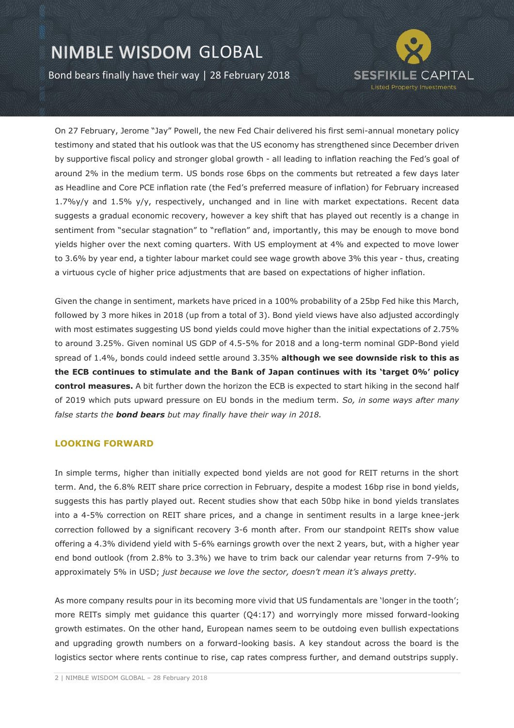On 27 February, Jerome "Jay" Powell, the new Fed Chair delivered his first semi-annual monetary policy testimony and stated that his outlook was that the US economy has strengthened since December driven by supportive fiscal policy and stronger global growth - all leading to inflation reaching the Fed's goal of around 2% in the medium term. US bonds rose 6bps on the comments but retreated a few days later as Headline and Core PCE inflation rate (the Fed's preferred measure of inflation) for February increased 1.7%y/y and 1.5% y/y, respectively, unchanged and in line with market expectations. Recent data suggests a gradual economic recovery, however a key shift that has played out recently is a change in sentiment from "secular stagnation" to "reflation" and, importantly, this may be enough to move bond yields higher over the next coming quarters. With US employment at 4% and expected to move lower to 3.6% by year end, a tighter labour market could see wage growth above 3% this year - thus, creating a virtuous cycle of higher price adjustments that are based on expectations of higher inflation.

Given the change in sentiment, markets have priced in a 100% probability of a 25bp Fed hike this March, followed by 3 more hikes in 2018 (up from a total of 3). Bond yield views have also adjusted accordingly with most estimates suggesting US bond yields could move higher than the initial expectations of 2.75% to around 3.25%. Given nominal US GDP of 4.5-5% for 2018 and a long-term nominal GDP-Bond yield spread of 1.4%, bonds could indeed settle around 3.35% **although we see downside risk to this as the ECB continues to stimulate and the Bank of Japan continues with its 'target 0%' policy control measures.** A bit further down the horizon the ECB is expected to start hiking in the second half of 2019 which puts upward pressure on EU bonds in the medium term. *So, in some ways after many false starts the **bond bears** but may finally have their way in 2018.*

## LOOKING FORWARD

In simple terms, higher than initially expected bond yields are not good for REIT returns in the short term. And, the 6.8% REIT share price correction in February, despite a modest 16bp rise in bond yields, suggests this has partly played out. Recent studies show that each 50bp hike in bond yields translates into a 4-5% correction on REIT share prices, and a change in sentiment results in a large knee-jerk correction followed by a significant recovery 3-6 month after. From our standpoint REITs show value offering a 4.3% dividend yield with 5-6% earnings growth over the next 2 years, but, with a higher year end bond outlook (from 2.8% to 3.3%) we have to trim back our calendar year returns from 7-9% to approximately 5% in USD; *just because we love the sector, doesn't mean it's always pretty.*

As more company results pour in its becoming more vivid that US fundamentals are 'longer in the tooth'; more REITs simply met guidance this quarter (Q4:17) and worryingly more missed forward-looking growth estimates. On the other hand, European names seem to be outdoing even bullish expectations and upgrading growth numbers on a forward-looking basis. A key standout across the board is the logistics sector where rents continue to rise, cap rates compress further, and demand outstrips supply.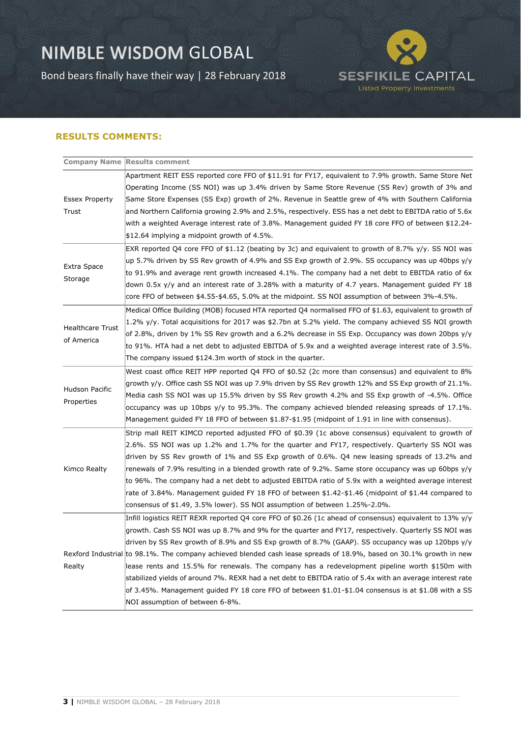## RESULTS COMMENTS:

| Company Name | Results comment |
|---|---|
| Essex Property Trust | Apartment REIT ESS reported core FFO of $11.91 for FY17, equivalent to 7.9% growth. Same Store Net Operating Income (SS NOI) was up 3.4% driven by Same Store Revenue (SS Rev) growth of 3% and Same Store Expenses (SS Exp) growth of 2%. Revenue in Seattle grew of 4% with Southern California and Northern California growing 2.9% and 2.5%, respectively. ESS has a net debt to EBITDA ratio of 5.6x with a weighted Average interest rate of 3.8%. Management guided FY 18 core FFO of between $12.24-$12.64 implying a midpoint growth of 4.5%. |
| Extra Space Storage | EXR reported Q4 core FFO of $1.12 (beating by 3c) and equivalent to growth of 8.7% y/y. SS NOI was up 5.7% driven by SS Rev growth of 4.9% and SS Exp growth of 2.9%. SS occupancy was up 40bps y/y to 91.9% and average rent growth increased 4.1%. The company had a net debt to EBITDA ratio of 6x down 0.5x y/y and an interest rate of 3.28% with a maturity of 4.7 years. Management guided FY 18 core FFO of between $4.55-$4.65, 5.0% at the midpoint. SS NOI assumption of between 3%-4.5%. |
| Healthcare Trust of America | Medical Office Building (MOB) focused HTA reported Q4 normalised FFO of $1.63, equivalent to growth of 1.2% y/y. Total acquisitions for 2017 was $2.7bn at 5.2% yield. The company achieved SS NOI growth of 2.8%, driven by 1% SS Rev growth and a 6.2% decrease in SS Exp. Occupancy was down 20bps y/y to 91%. HTA had a net debt to adjusted EBITDA of 5.9x and a weighted average interest rate of 3.5%. The company issued $124.3m worth of stock in the quarter. |
| Hudson Pacific Properties | West coast office REIT HPP reported Q4 FFO of $0.52 (2c more than consensus) and equivalent to 8% growth y/y. Office cash SS NOI was up 7.9% driven by SS Rev growth 12% and SS Exp growth of 21.1%. Media cash SS NOI was up 15.5% driven by SS Rev growth 4.2% and SS Exp growth of -4.5%. Office occupancy was up 10bps y/y to 95.3%. The company achieved blended releasing spreads of 17.1%. Management guided FY 18 FFO of between $1.87-$1.95 (midpoint of 1.91 in line with consensus). |
| Kimco Realty | Strip mall REIT KIMCO reported adjusted FFO of $0.39 (1c above consensus) equivalent to growth of 2.6%. SS NOI was up 1.2% and 1.7% for the quarter and FY17, respectively. Quarterly SS NOI was driven by SS Rev growth of 1% and SS Exp growth of 0.6%. Q4 new leasing spreads of 13.2% and renewals of 7.9% resulting in a blended growth rate of 9.2%. Same store occupancy was up 60bps y/y to 96%. The company had a net debt to adjusted EBITDA ratio of 5.9x with a weighted average interest rate of 3.84%. Management guided FY 18 FFO of between $1.42-$1.46 (midpoint of $1.44 compared to consensus of $1.49, 3.5% lower). SS NOI assumption of between 1.25%-2.0%. |
| Rexford Industrial Realty | Infill logistics REIT REXR reported Q4 core FFO of $0.26 (1c ahead of consensus) equivalent to 13% y/y growth. Cash SS NOI was up 8.7% and 9% for the quarter and FY17, respectively. Quarterly SS NOI was driven by SS Rev growth of 8.9% and SS Exp growth of 8.7% (GAAP). SS occupancy was up 120bps y/y to 98.1%. The company achieved blended cash lease spreads of 18.9%, based on 30.1% growth in new lease rents and 15.5% for renewals. The company has a redevelopment pipeline worth $150m with stabilized yields of around 7%. REXR had a net debt to EBITDA ratio of 5.4x with an average interest rate of 3.45%. Management guided FY 18 core FFO of between $1.01-$1.04 consensus is at $1.08 with a SS NOI assumption of between 6-8%. |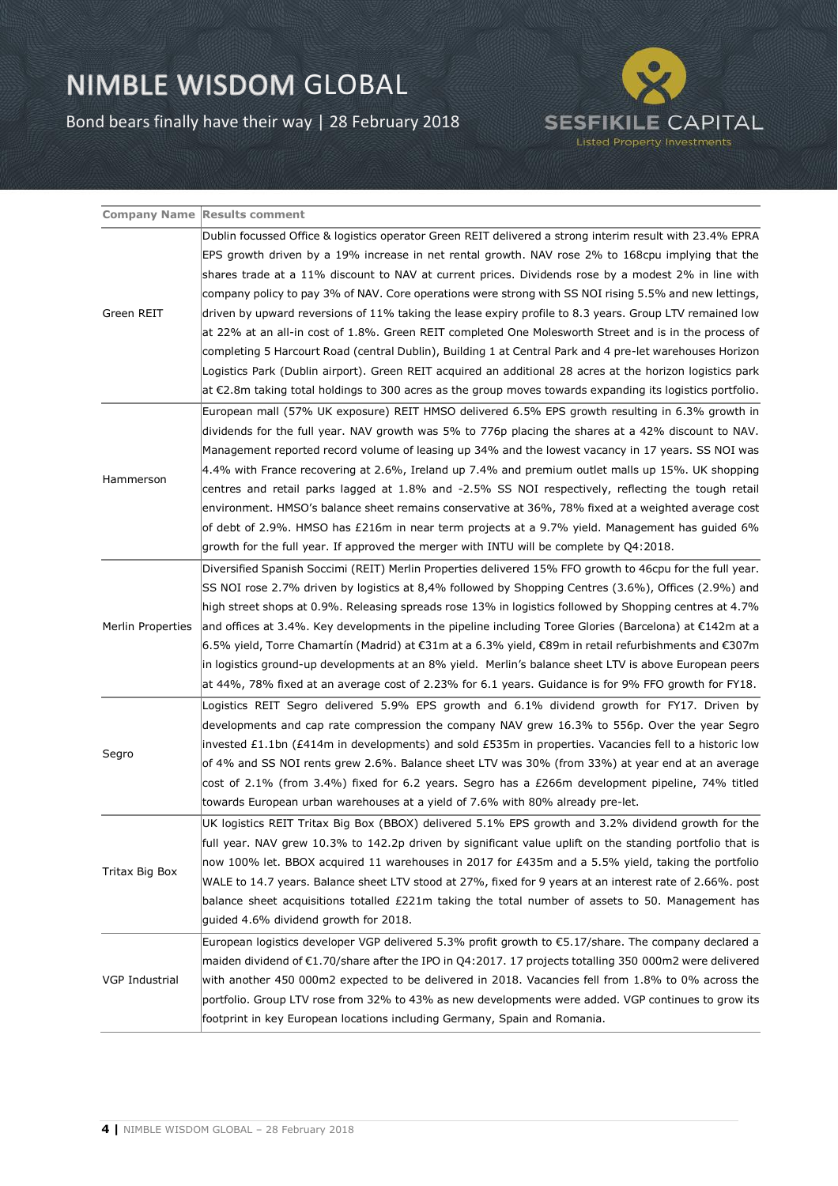| Company Name | Results comment |
|---|---|
| Green REIT | Dublin focussed Office & logistics operator Green REIT delivered a strong interim result with 23.4% EPRA EPS growth driven by a 19% increase in net rental growth. NAV rose 2% to 168cpu implying that the shares trade at a 11% discount to NAV at current prices. Dividends rose by a modest 2% in line with company policy to pay 3% of NAV. Core operations were strong with SS NOI rising 5.5% and new lettings, driven by upward reversions of 11% taking the lease expiry profile to 8.3 years. Group LTV remained low at 22% at an all-in cost of 1.8%. Green REIT completed One Molesworth Street and is in the process of completing 5 Harcourt Road (central Dublin), Building 1 at Central Park and 4 pre-let warehouses Horizon Logistics Park (Dublin airport). Green REIT acquired an additional 28 acres at the horizon logistics park at €2.8m taking total holdings to 300 acres as the group moves towards expanding its logistics portfolio. |
| Hammerson | European mall (57% UK exposure) REIT HMSO delivered 6.5% EPS growth resulting in 6.3% growth in dividends for the full year. NAV growth was 5% to 776p placing the shares at a 42% discount to NAV. Management reported record volume of leasing up 34% and the lowest vacancy in 17 years. SS NOI was 4.4% with France recovering at 2.6%, Ireland up 7.4% and premium outlet malls up 15%. UK shopping centres and retail parks lagged at 1.8% and -2.5% SS NOI respectively, reflecting the tough retail environment. HMSO's balance sheet remains conservative at 36%, 78% fixed at a weighted average cost of debt of 2.9%. HMSO has £216m in near term projects at a 9.7% yield. Management has guided 6% growth for the full year. If approved the merger with INTU will be complete by Q4:2018. |
| Merlin Properties | Diversified Spanish Soccimi (REIT) Merlin Properties delivered 15% FFO growth to 46cpu for the full year. SS NOI rose 2.7% driven by logistics at 8,4% followed by Shopping Centres (3.6%), Offices (2.9%) and high street shops at 0.9%. Releasing spreads rose 13% in logistics followed by Shopping centres at 4.7% and offices at 3.4%. Key developments in the pipeline including Toree Glories (Barcelona) at €142m at a 6.5% yield, Torre Chamartín (Madrid) at €31m at a 6.3% yield, €89m in retail refurbishments and €307m in logistics ground-up developments at an 8% yield. Merlin's balance sheet LTV is above European peers at 44%, 78% fixed at an average cost of 2.23% for 6.1 years. Guidance is for 9% FFO growth for FY18. |
| Segro | Logistics REIT Segro delivered 5.9% EPS growth and 6.1% dividend growth for FY17. Driven by developments and cap rate compression the company NAV grew 16.3% to 556p. Over the year Segro invested £1.1bn (£414m in developments) and sold £535m in properties. Vacancies fell to a historic low of 4% and SS NOI rents grew 2.6%. Balance sheet LTV was 30% (from 33%) at year end at an average cost of 2.1% (from 3.4%) fixed for 6.2 years. Segro has a £266m development pipeline, 74% titled towards European urban warehouses at a yield of 7.6% with 80% already pre-let. |
| Tritax Big Box | UK logistics REIT Tritax Big Box (BBOX) delivered 5.1% EPS growth and 3.2% dividend growth for the full year. NAV grew 10.3% to 142.2p driven by significant value uplift on the standing portfolio that is now 100% let. BBOX acquired 11 warehouses in 2017 for £435m and a 5.5% yield, taking the portfolio WALE to 14.7 years. Balance sheet LTV stood at 27%, fixed for 9 years at an interest rate of 2.66%. post balance sheet acquisitions totalled £221m taking the total number of assets to 50. Management has guided 4.6% dividend growth for 2018. |
| VGP Industrial | European logistics developer VGP delivered 5.3% profit growth to €5.17/share. The company declared a maiden dividend of €1.70/share after the IPO in Q4:2017. 17 projects totalling 350 000m2 were delivered with another 450 000m2 expected to be delivered in 2018. Vacancies fell from 1.8% to 0% across the portfolio. Group LTV rose from 32% to 43% as new developments were added. VGP continues to grow its footprint in key European locations including Germany, Spain and Romania. |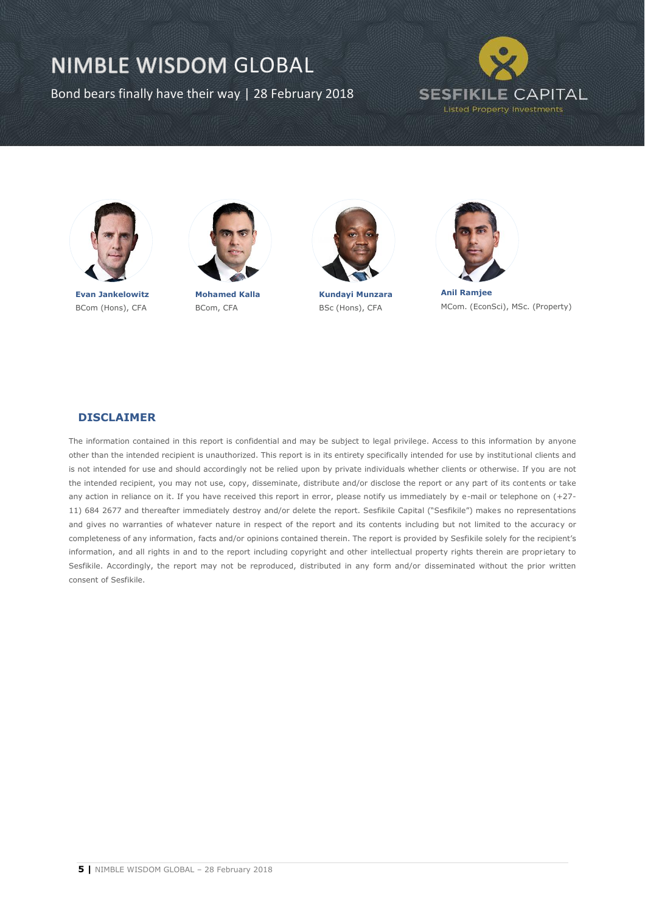**Evan Jankelowitz**
BCom (Hons), CFA

**Mohamed Kalla**
BCom, CFA

**Kundayi Munzara**
BSc (Hons), CFA

**Anil Ramjee**
MCom. (EconSci), MSc. (Property)

## DISCLAIMER

The information contained in this report is confidential and may be subject to legal privilege. Access to this information by anyone other than the intended recipient is unauthorized. This report is in its entirety specifically intended for use by institutional clients and is not intended for use and should accordingly not be relied upon by private individuals whether clients or otherwise. If you are not the intended recipient, you may not use, copy, disseminate, distribute and/or disclose the report or any part of its contents or take any action in reliance on it. If you have received this report in error, please notify us immediately by e-mail or telephone on (+27-11) 684 2677 and thereafter immediately destroy and/or delete the report. Sesfikile Capital ("Sesfikile") makes no representations and gives no warranties of whatever nature in respect of the report and its contents including but not limited to the accuracy or completeness of any information, facts and/or opinions contained therein. The report is provided by Sesfikile solely for the recipient's information, and all rights in and to the report including copyright and other intellectual property rights therein are proprietary to Sesfikile. Accordingly, the report may not be reproduced, distributed in any form and/or disseminated without the prior written consent of Sesfikile.